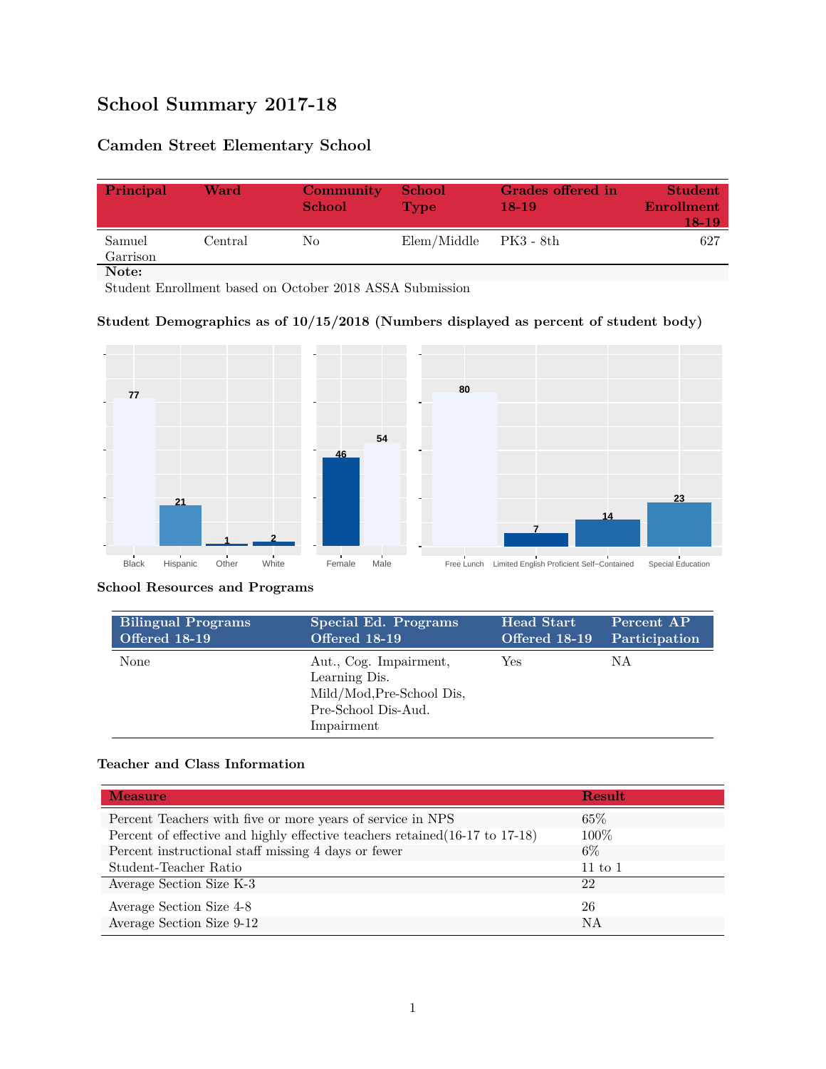# School Summary 2017-18

## Camden Street Elementary School

| Principal | Ward | Community School | School Type | Grades offered in 18-19 | Student Enrollment 18-19 |
|---|---|---|---|---|---|
| Samuel Garrison | Central | No | Elem/Middle | PK3 - 8th | 627 |

**Note:**
Student Enrollment based on October 2018 ASSA Submission

### Student Demographics as of 10/15/2018 (Numbers displayed as percent of student body)

| Black | Hispanic | Other | White |
|---|---|---|---|
| 77 | 21 | 1 | 2 |

| Female | Male |
|---|---|
| 46 | 54 |

| Free Lunch | Limited English Proficient | Self−Contained | Special Education |
|---|---|---|---|
| 80 | 7 | 14 | 23 |

### School Resources and Programs

| Bilingual Programs Offered 18-19 | Special Ed. Programs Offered 18-19 | Head Start Offered 18-19 | Percent AP Participation |
|---|---|---|---|
| None | Aut., Cog. Impairment, Learning Dis. Mild/Mod,Pre-School Dis, Pre-School Dis-Aud. Impairment | Yes | NA |

### Teacher and Class Information

| Measure | Result |
|---|---|
| Percent Teachers with five or more years of service in NPS | 65% |
| Percent of effective and highly effective teachers retained(16-17 to 17-18) | 100% |
| Percent instructional staff missing 4 days or fewer | 6% |
| Student-Teacher Ratio | 11 to 1 |
| Average Section Size K-3 | 22 |
| Average Section Size 4-8 | 26 |
| Average Section Size 9-12 | NA |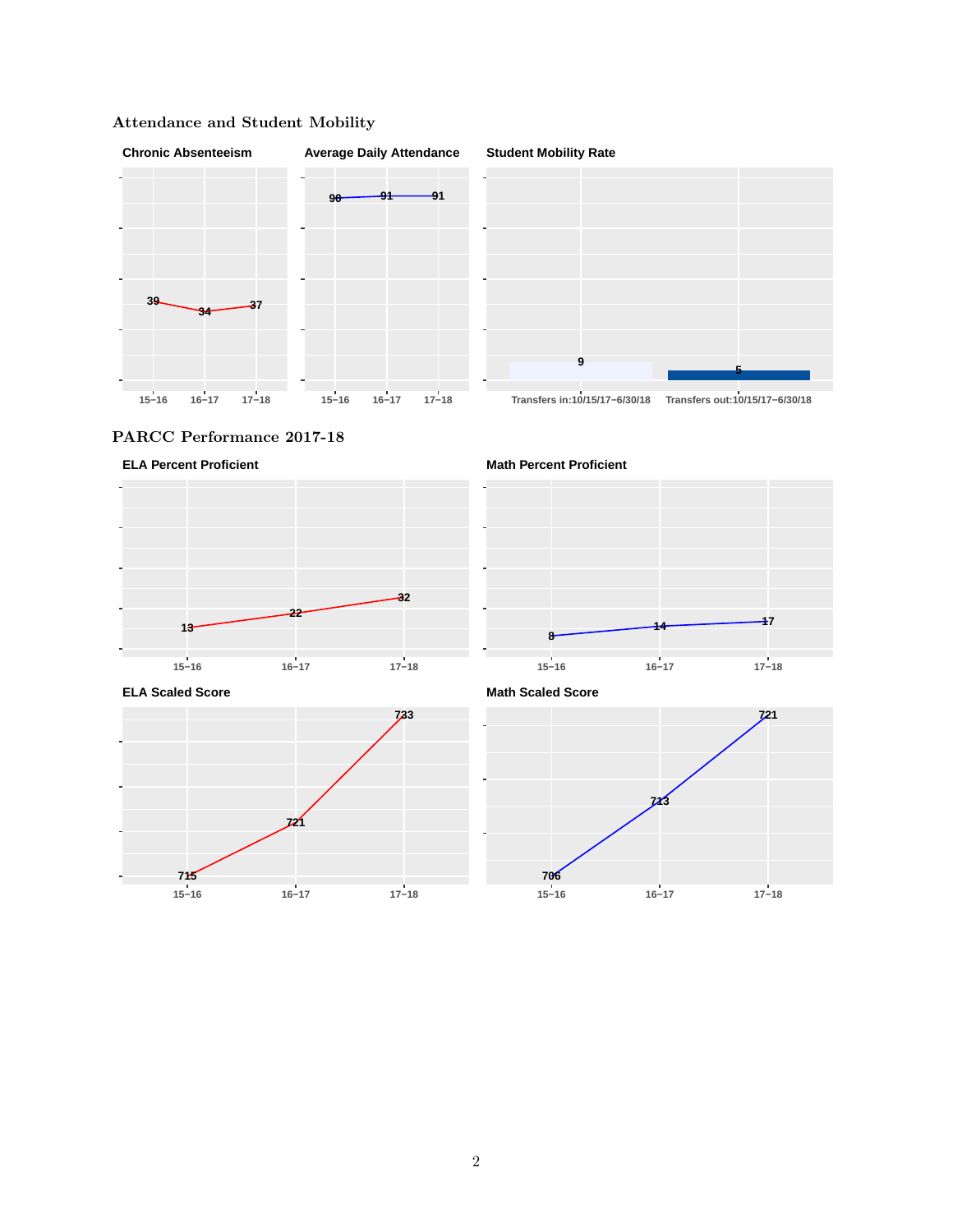## Attendance and Student Mobility

**Chronic Absenteeism**

39
34
37

15–16
16–17
17–18

**Average Daily Attendance**

90
91
91

15–16
16–17
17–18

**Student Mobility Rate**

9
5

Transfers in:10/15/17–6/30/18
Transfers out:10/15/17–6/30/18

## PARCC Performance 2017-18

**ELA Percent Proficient**

13
22
32

15–16
16–17
17–18

**Math Percent Proficient**

8
14
17

15–16
16–17
17–18

**ELA Scaled Score**

715
721
733

15–16
16–17
17–18

**Math Scaled Score**

706
713
721

15–16
16–17
17–18